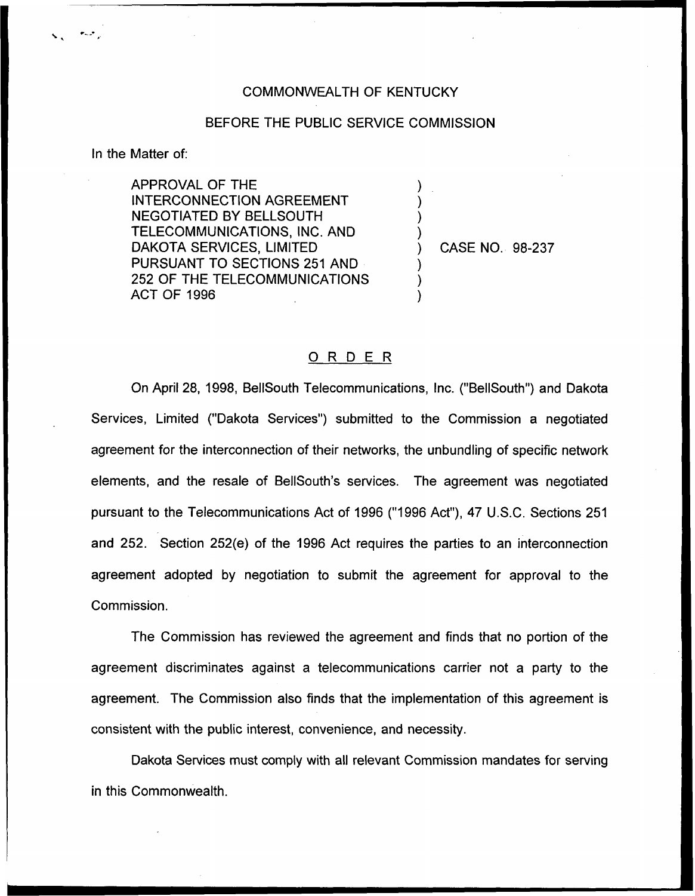COMMONWEALTH OF KENTUCKY

BEFORE THE PUBLIC SERVICE COMMISSION

In the Matter of:

APPROVAL OF THE INTERCONNECTION AGREEMENT NEGOTIATED BY BELLSOUTH TELECOMMUNICATIONS, INC. AND DAKOTA SERVICES, LIMITED PURSUANT TO SECTIONS 251 AND 252 OF THE TELECOMMUNICATIONS ACT OF 1996

) CASE NO. 98-237

## ORDER

On April 28, 1998, BellSouth Telecommunications, Inc. ("BellSouth") and Dakota Services, Limited ("Dakota Services") submitted to the Commission a negotiated agreement for the interconnection of their networks, the unbundling of specific network elements, and the resale of BellSouth's services. The agreement was negotiated pursuant to the Telecommunications Act of 1996 ("1996 Act"), 47 U.S.C. Sections 251 and 252. Section 252(e) of the 1996 Act requires the parties to an interconnection agreement adopted by negotiation to submit the agreement for approval to the Commission.

The Commission has reviewed the agreement and finds that no portion of the agreement discriminates against a telecommunications carrier not a party to the agreement. The Commission also finds that the implementation of this agreement is consistent with the public interest, convenience, and necessity.

Dakota Services must comply with all relevant Commission mandates for serving in this Commonwealth.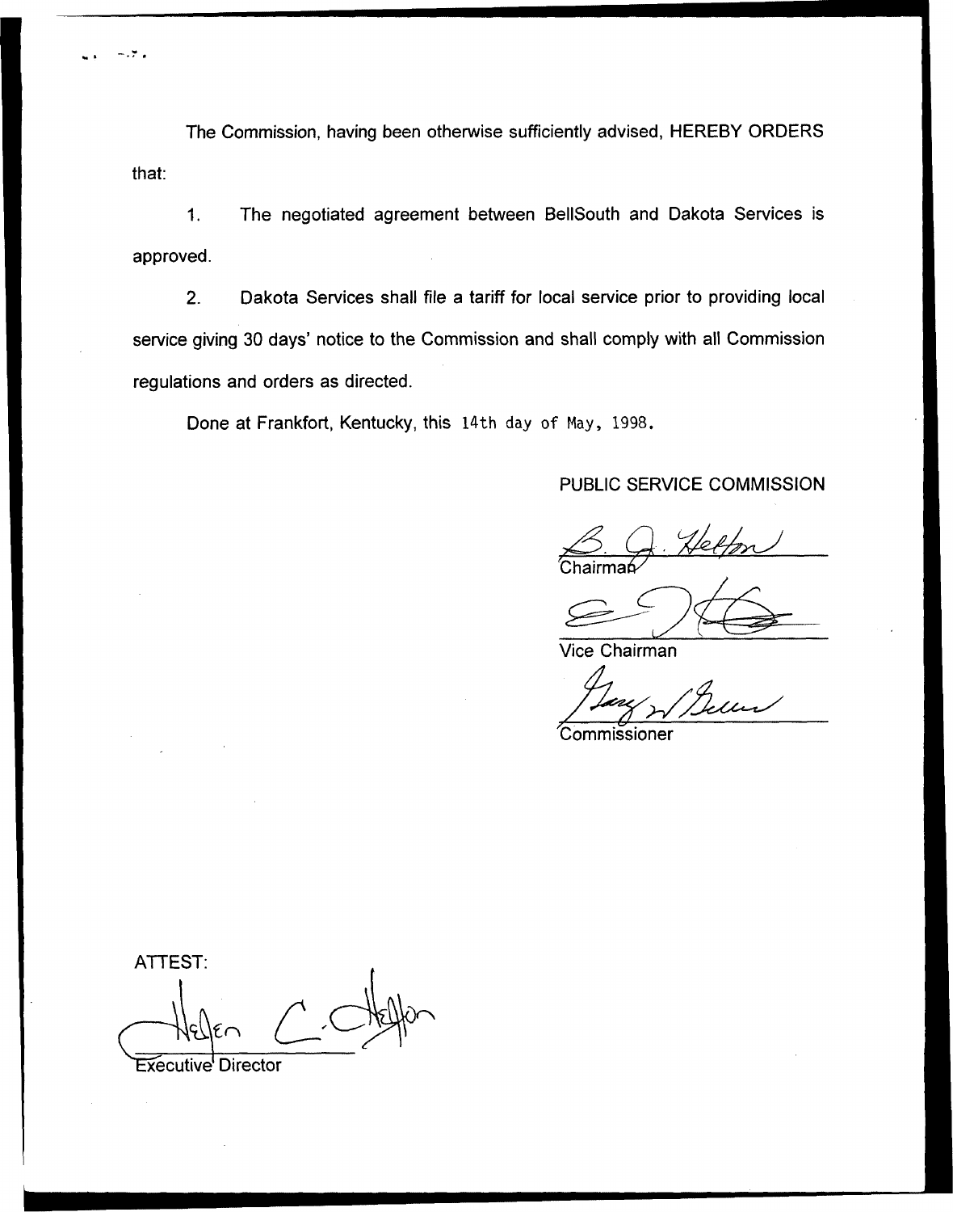The Commission, having been otherwise sufficiently advised, HEREBY ORDERS that:

1. The negotiated agreement between BellSouth and Dakota Services is approved.

2. Dakota Services shall file a tariff for local service prior to providing local service giving 30 days' notice to the Commission and shall comply with all Commission regulations and orders as directed.

Done at Frankfort, Kentucky, this 14th day of May, 1998.

PUBLIC SERVICE COMMISSION

Chairman

Vice Chairman

Commissioner

ATTEST:

Executive Director